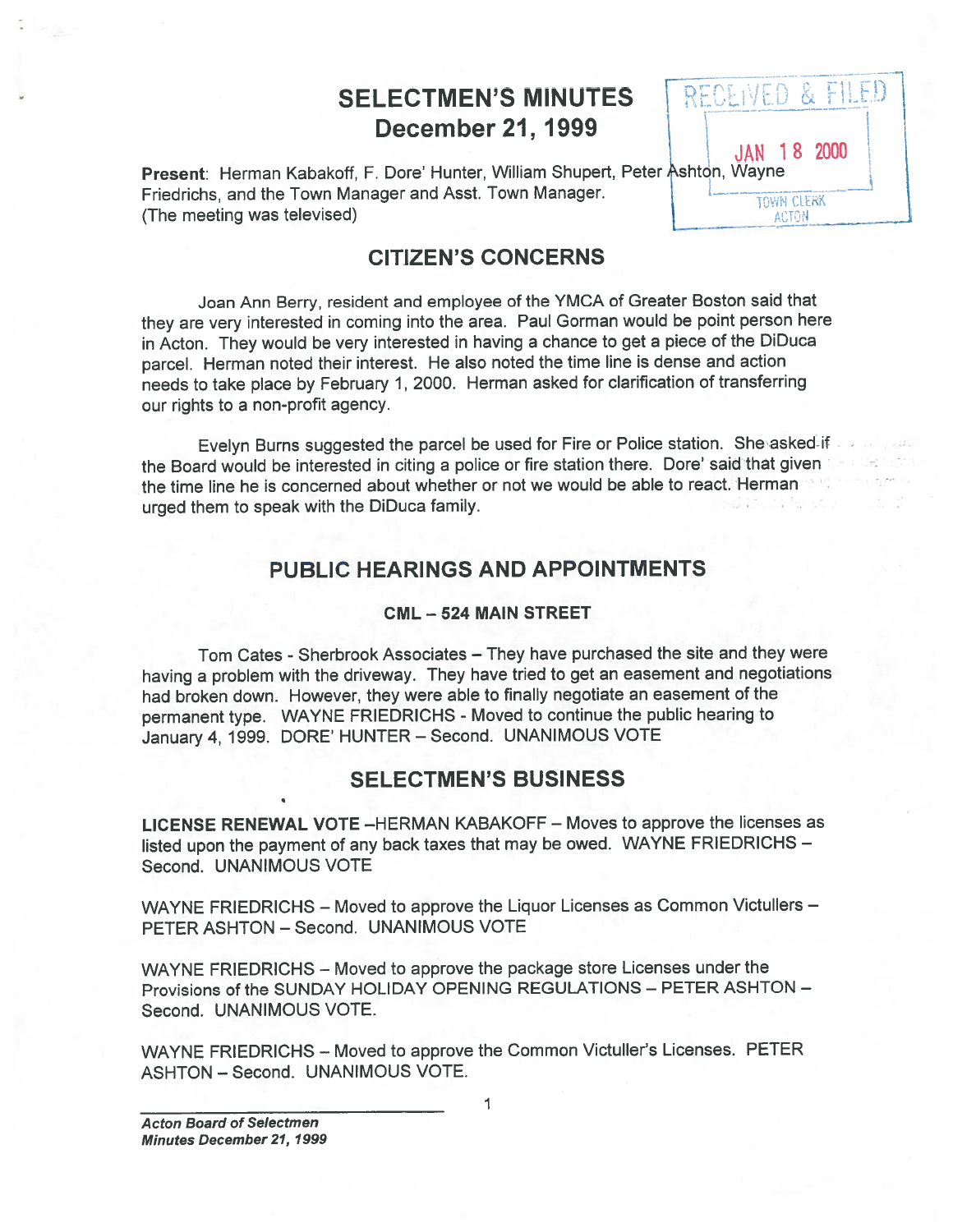# SELECTMEN'S MINUTES
## December 21, 1999

RECEIVED & FILED
JAN 18 2000
TOWN CLERK
ACTON

**Present**: Herman Kabakoff, F. Dore' Hunter, William Shupert, Peter Ashton, Wayne Friedrichs, and the Town Manager and Asst. Town Manager.
(The meeting was televised)

## CITIZEN'S CONCERNS

Joan Ann Berry, resident and employee of the YMCA of Greater Boston said that they are very interested in coming into the area. Paul Gorman would be point person here in Acton. They would be very interested in having a chance to get a piece of the DiDuca parcel. Herman noted their interest. He also noted the time line is dense and action needs to take place by February 1, 2000. Herman asked for clarification of transferring our rights to a non-profit agency.

Evelyn Burns suggested the parcel be used for Fire or Police station. She asked if the Board would be interested in citing a police or fire station there. Dore' said that given the time line he is concerned about whether or not we would be able to react. Herman urged them to speak with the DiDuca family.

## PUBLIC HEARINGS AND APPOINTMENTS

### CML – 524 MAIN STREET

Tom Cates - Sherbrook Associates – They have purchased the site and they were having a problem with the driveway. They have tried to get an easement and negotiations had broken down. However, they were able to finally negotiate an easement of the permanent type. WAYNE FRIEDRICHS - Moved to continue the public hearing to January 4, 1999. DORE' HUNTER – Second. UNANIMOUS VOTE

## SELECTMEN'S BUSINESS

**LICENSE RENEWAL VOTE** –HERMAN KABAKOFF – Moves to approve the licenses as listed upon the payment of any back taxes that may be owed. WAYNE FRIEDRICHS – Second. UNANIMOUS VOTE

WAYNE FRIEDRICHS – Moved to approve the Liquor Licenses as Common Victullers – PETER ASHTON – Second. UNANIMOUS VOTE

WAYNE FRIEDRICHS – Moved to approve the package store Licenses under the Provisions of the SUNDAY HOLIDAY OPENING REGULATIONS – PETER ASHTON – Second. UNANIMOUS VOTE.

WAYNE FRIEDRICHS – Moved to approve the Common Victuller's Licenses. PETER ASHTON – Second. UNANIMOUS VOTE.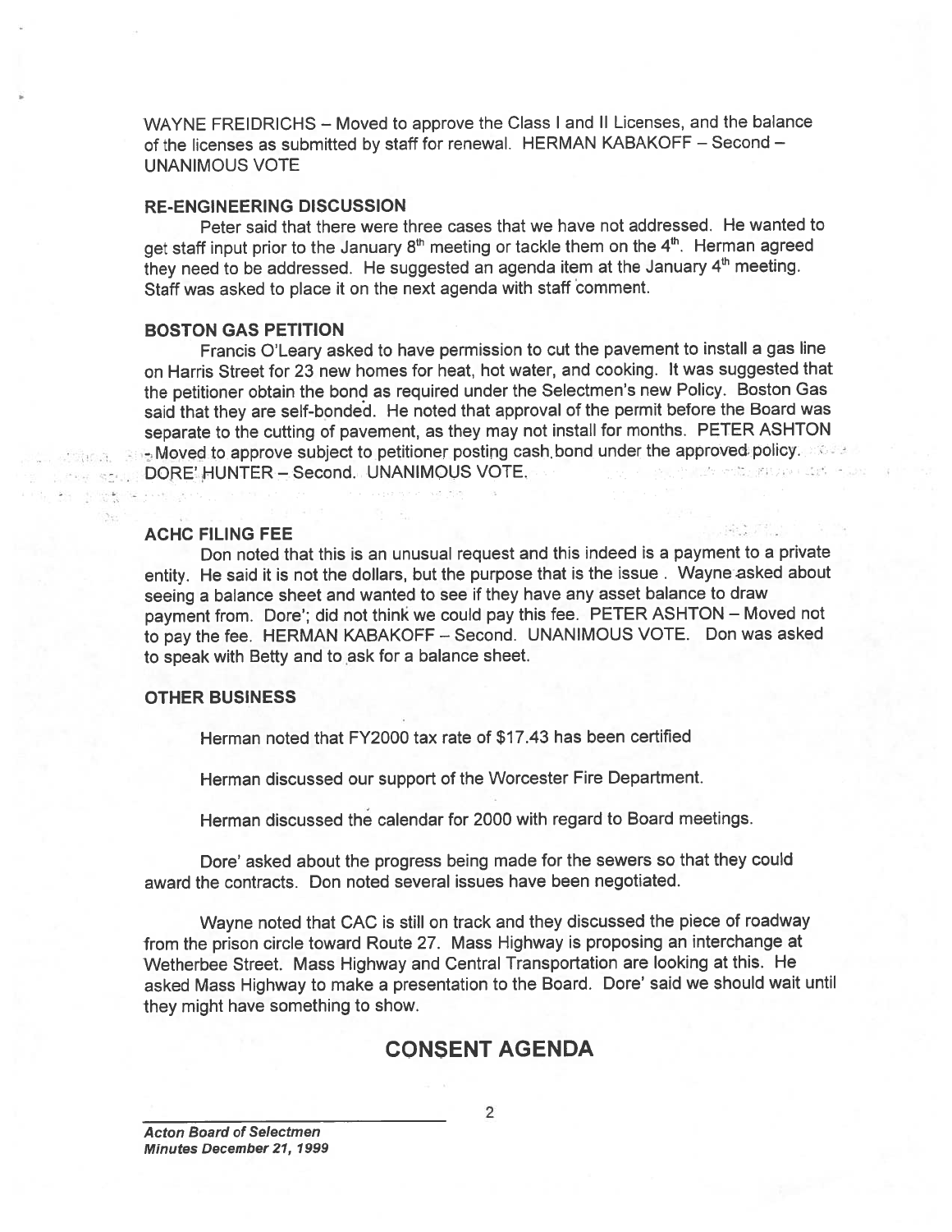WAYNE FREIDRICHS – Moved to approve the Class I and II Licenses, and the balance of the licenses as submitted by staff for renewal. HERMAN KABAKOFF – Second – UNANIMOUS VOTE

### RE-ENGINEERING DISCUSSION

Peter said that there were three cases that we have not addressed. He wanted to get staff input prior to the January 8th meeting or tackle them on the 4th. Herman agreed they need to be addressed. He suggested an agenda item at the January 4th meeting. Staff was asked to place it on the next agenda with staff comment.

### BOSTON GAS PETITION

Francis O'Leary asked to have permission to cut the pavement to install a gas line on Harris Street for 23 new homes for heat, hot water, and cooking. It was suggested that the petitioner obtain the bond as required under the Selectmen's new Policy. Boston Gas said that they are self-bonded. He noted that approval of the permit before the Board was separate to the cutting of pavement, as they may not install for months. PETER ASHTON – Moved to approve subject to petitioner posting cash bond under the approved policy. DORE' HUNTER – Second. UNANIMOUS VOTE.

### ACHC FILING FEE

Don noted that this is an unusual request and this indeed is a payment to a private entity. He said it is not the dollars, but the purpose that is the issue . Wayne asked about seeing a balance sheet and wanted to see if they have any asset balance to draw payment from. Dore'; did not think we could pay this fee. PETER ASHTON – Moved not to pay the fee. HERMAN KABAKOFF – Second. UNANIMOUS VOTE. Don was asked to speak with Betty and to ask for a balance sheet.

### OTHER BUSINESS

Herman noted that FY2000 tax rate of $17.43 has been certified

Herman discussed our support of the Worcester Fire Department.

Herman discussed the calendar for 2000 with regard to Board meetings.

Dore' asked about the progress being made for the sewers so that they could award the contracts. Don noted several issues have been negotiated.

Wayne noted that CAC is still on track and they discussed the piece of roadway from the prison circle toward Route 27. Mass Highway is proposing an interchange at Wetherbee Street. Mass Highway and Central Transportation are looking at this. He asked Mass Highway to make a presentation to the Board. Dore' said we should wait until they might have something to show.

## CONSENT AGENDA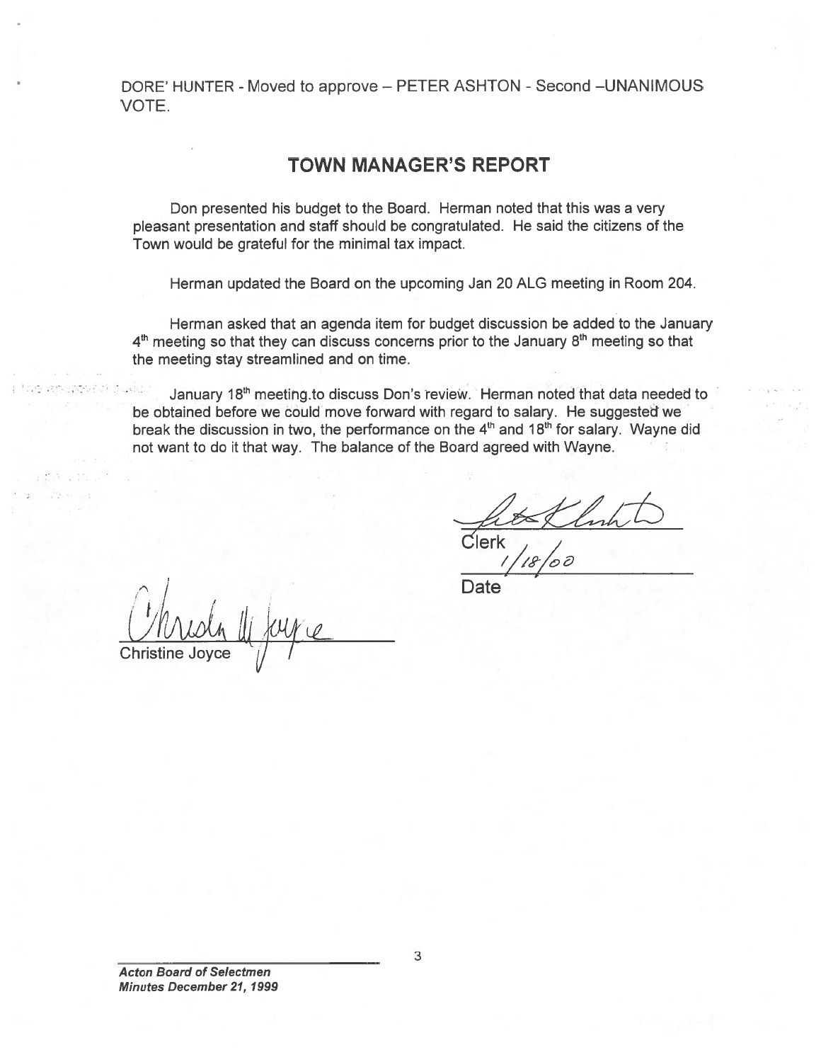DORE' HUNTER - Moved to approve – PETER ASHTON - Second –UNANIMOUS VOTE.

## TOWN MANAGER'S REPORT

Don presented his budget to the Board. Herman noted that this was a very pleasant presentation and staff should be congratulated. He said the citizens of the Town would be grateful for the minimal tax impact.

Herman updated the Board on the upcoming Jan 20 ALG meeting in Room 204.

Herman asked that an agenda item for budget discussion be added to the January 4th meeting so that they can discuss concerns prior to the January 8th meeting so that the meeting stay streamlined and on time.

January 18th meeting.to discuss Don's review. Herman noted that data needed to be obtained before we could move forward with regard to salary. He suggested we break the discussion in two, the performance on the 4th and 18th for salary. Wayne did not want to do it that way. The balance of the Board agreed with Wayne.

Clerk

1/18/00

Date

Christine Joyce

*Acton Board of Selectmen*
*Minutes December 21, 1999*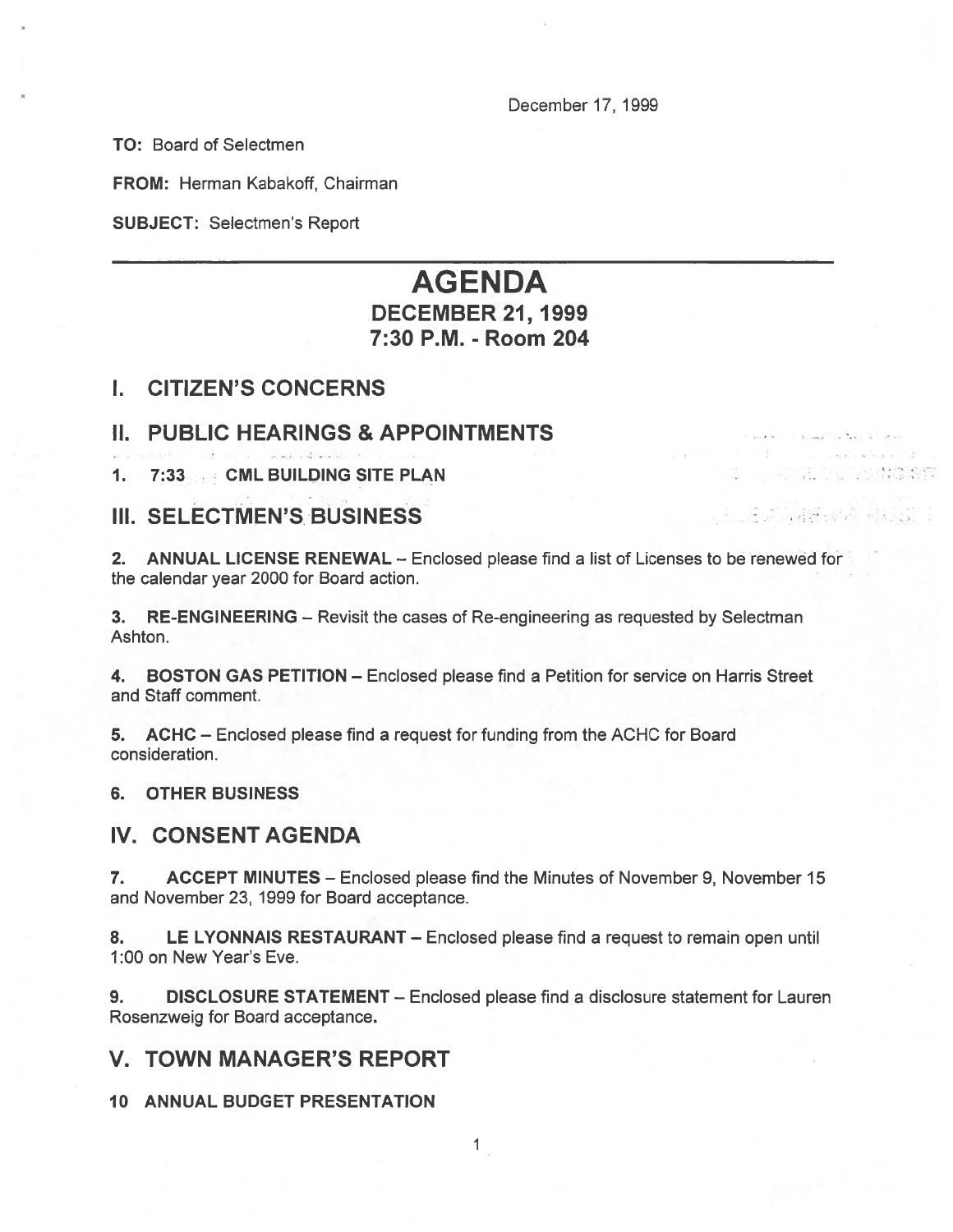December 17, 1999

**TO:** Board of Selectmen

**FROM:** Herman Kabakoff, Chairman

**SUBJECT:** Selectmen's Report

# AGENDA
## DECEMBER 21, 1999
## 7:30 P.M. - Room 204

## I. CITIZEN'S CONCERNS

## II. PUBLIC HEARINGS & APPOINTMENTS

**1. 7:33 CML BUILDING SITE PLAN**

## III. SELECTMEN'S BUSINESS

**2. ANNUAL LICENSE RENEWAL** – Enclosed please find a list of Licenses to be renewed for the calendar year 2000 for Board action.

**3. RE-ENGINEERING** – Revisit the cases of Re-engineering as requested by Selectman Ashton.

**4. BOSTON GAS PETITION** – Enclosed please find a Petition for service on Harris Street and Staff comment.

**5. ACHC** – Enclosed please find a request for funding from the ACHC for Board consideration.

**6. OTHER BUSINESS**

## IV. CONSENT AGENDA

**7. ACCEPT MINUTES** – Enclosed please find the Minutes of November 9, November 15 and November 23, 1999 for Board acceptance.

**8. LE LYONNAIS RESTAURANT** – Enclosed please find a request to remain open until 1:00 on New Year's Eve.

**9. DISCLOSURE STATEMENT** – Enclosed please find a disclosure statement for Lauren Rosenzweig for Board acceptance.

## V. TOWN MANAGER'S REPORT

**10 ANNUAL BUDGET PRESENTATION**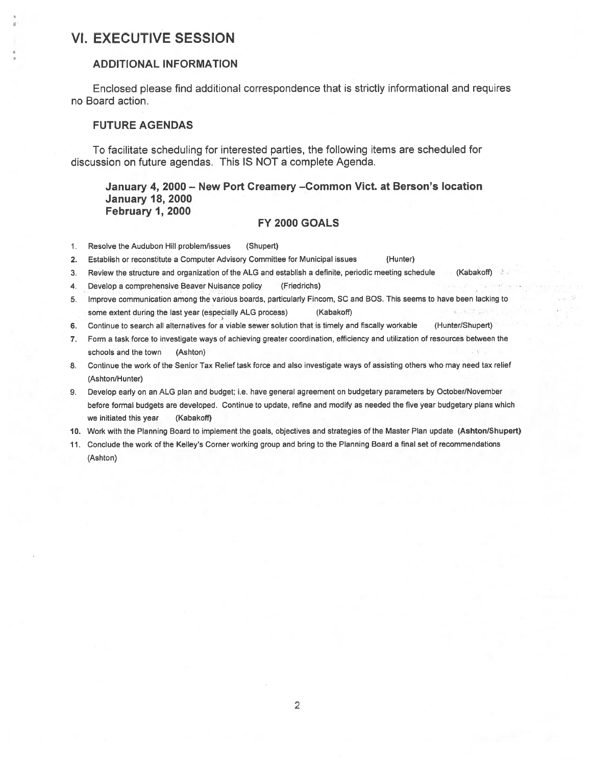# VI. EXECUTIVE SESSION

### ADDITIONAL INFORMATION

Enclosed please find additional correspondence that is strictly informational and requires no Board action.

### FUTURE AGENDAS

To facilitate scheduling for interested parties, the following items are scheduled for discussion on future agendas. This IS NOT a complete Agenda.

**January 4, 2000 – New Port Creamery –Common Vict. at Berson's location**
**January 18, 2000**
**February 1, 2000**

### FY 2000 GOALS

1. Resolve the Audubon Hill problem/issues (Shupert)
2. Establish or reconstitute a Computer Advisory Committee for Municipal issues (Hunter)
3. Review the structure and organization of the ALG and establish a definite, periodic meeting schedule (Kabakoff)
4. Develop a comprehensive Beaver Nuisance policy (Friedrichs)
5. Improve communication among the various boards, particularly Fincom, SC and BOS. This seems to have been lacking to some extent during the last year (especially ALG process) (Kabakoff)
6. Continue to search all alternatives for a viable sewer solution that is timely and fiscally workable (Hunter/Shupert)
7. Form a task force to investigate ways of achieving greater coordination, efficiency and utilization of resources between the schools and the town (Ashton)
8. Continue the work of the Senior Tax Relief task force and also investigate ways of assisting others who may need tax relief (Ashton/Hunter)
9. Develop early on an ALG plan and budget; i.e. have general agreement on budgetary parameters by October/November before formal budgets are developed. Continue to update, refine and modify as needed the five year budgetary plans which we initiated this year (Kabakoff)
10. Work with the Planning Board to implement the goals, objectives and strategies of the Master Plan update **(Ashton/Shupert)**
11. Conclude the work of the Kelley's Corner working group and bring to the Planning Board a final set of recommendations (Ashton)